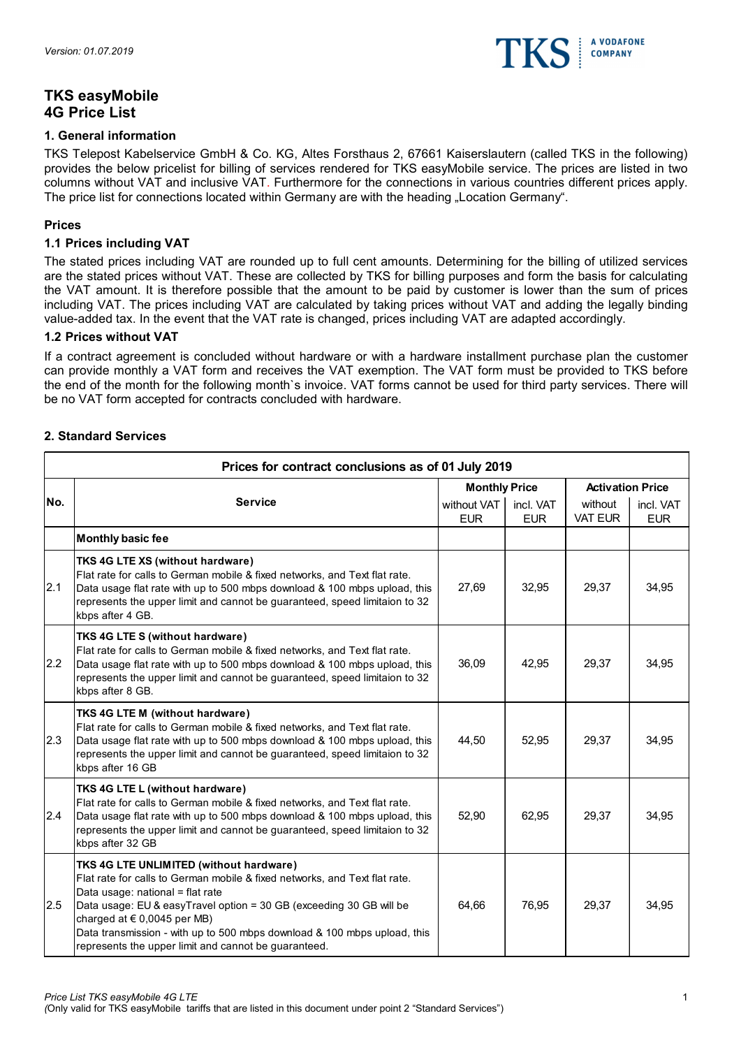*Version: 01.07.2019*

# TKS easyMobile 4G Price List

## 1. General information

TKS Telepost Kabelservice GmbH & Co. KG, Altes Forsthaus 2, 67661 Kaiserslautern (called TKS in the following) provides the below pricelist for billing of services rendered for TKS easyMobile service. The prices are listed in two columns without VAT and inclusive VAT. Furthermore for the connections in various countries different prices apply. The price list for connections located within Germany are with the heading „Location Germany".

### Prices

### 1.1 Prices including VAT

The stated prices including VAT are rounded up to full cent amounts. Determining for the billing of utilized services are the stated prices without VAT. These are collected by TKS for billing purposes and form the basis for calculating the VAT amount. It is therefore possible that the amount to be paid by customer is lower than the sum of prices including VAT. The prices including VAT are calculated by taking prices without VAT and adding the legally binding value-added tax. In the event that the VAT rate is changed, prices including VAT are adapted accordingly.

### 1.2 Prices without VAT

If a contract agreement is concluded without hardware or with a hardware installment purchase plan the customer can provide monthly a VAT form and receives the VAT exemption. The VAT form must be provided to TKS before the end of the month for the following month`s invoice. VAT forms cannot be used for third party services. There will be no VAT form accepted for contracts concluded with hardware.

## 2. Standard Services

| Prices for contract conclusions as of 01 July 2019 | | | | | |
|---|---|---|---|---|---|
| No. | Service | Monthly Price | | Activation Price | |
| | | without VAT EUR | incl. VAT EUR | without VAT EUR | incl. VAT EUR |
| | **Monthly basic fee** | | | | |
| 2.1 | **TKS 4G LTE XS (without hardware)** Flat rate for calls to German mobile & fixed networks, and Text flat rate. Data usage flat rate with up to 500 mbps download & 100 mbps upload, this represents the upper limit and cannot be guaranteed, speed limitaion to 32 kbps after 4 GB. | 27,69 | 32,95 | 29,37 | 34,95 |
| 2.2 | **TKS 4G LTE S (without hardware)** Flat rate for calls to German mobile & fixed networks, and Text flat rate. Data usage flat rate with up to 500 mbps download & 100 mbps upload, this represents the upper limit and cannot be guaranteed, speed limitaion to 32 kbps after 8 GB. | 36,09 | 42,95 | 29,37 | 34,95 |
| 2.3 | **TKS 4G LTE M (without hardware)** Flat rate for calls to German mobile & fixed networks, and Text flat rate. Data usage flat rate with up to 500 mbps download & 100 mbps upload, this represents the upper limit and cannot be guaranteed, speed limitaion to 32 kbps after 16 GB | 44,50 | 52,95 | 29,37 | 34,95 |
| 2.4 | **TKS 4G LTE L (without hardware)** Flat rate for calls to German mobile & fixed networks, and Text flat rate. Data usage flat rate with up to 500 mbps download & 100 mbps upload, this represents the upper limit and cannot be guaranteed, speed limitaion to 32 kbps after 32 GB | 52,90 | 62,95 | 29,37 | 34,95 |
| 2.5 | **TKS 4G LTE UNLIMITED (without hardware)** Flat rate for calls to German mobile & fixed networks, and Text flat rate. Data usage: national = flat rate Data usage: EU & easyTravel option = 30 GB (exceeding 30 GB will be charged at € 0,0045 per MB) Data transmission - with up to 500 mbps download & 100 mbps upload, this represents the upper limit and cannot be guaranteed. | 64,66 | 76,95 | 29,37 | 34,95 |

*Price List TKS easyMobile 4G LTE*
*(Only valid for TKS easyMobile tariffs that are listed in this document under point 2 "Standard Services")*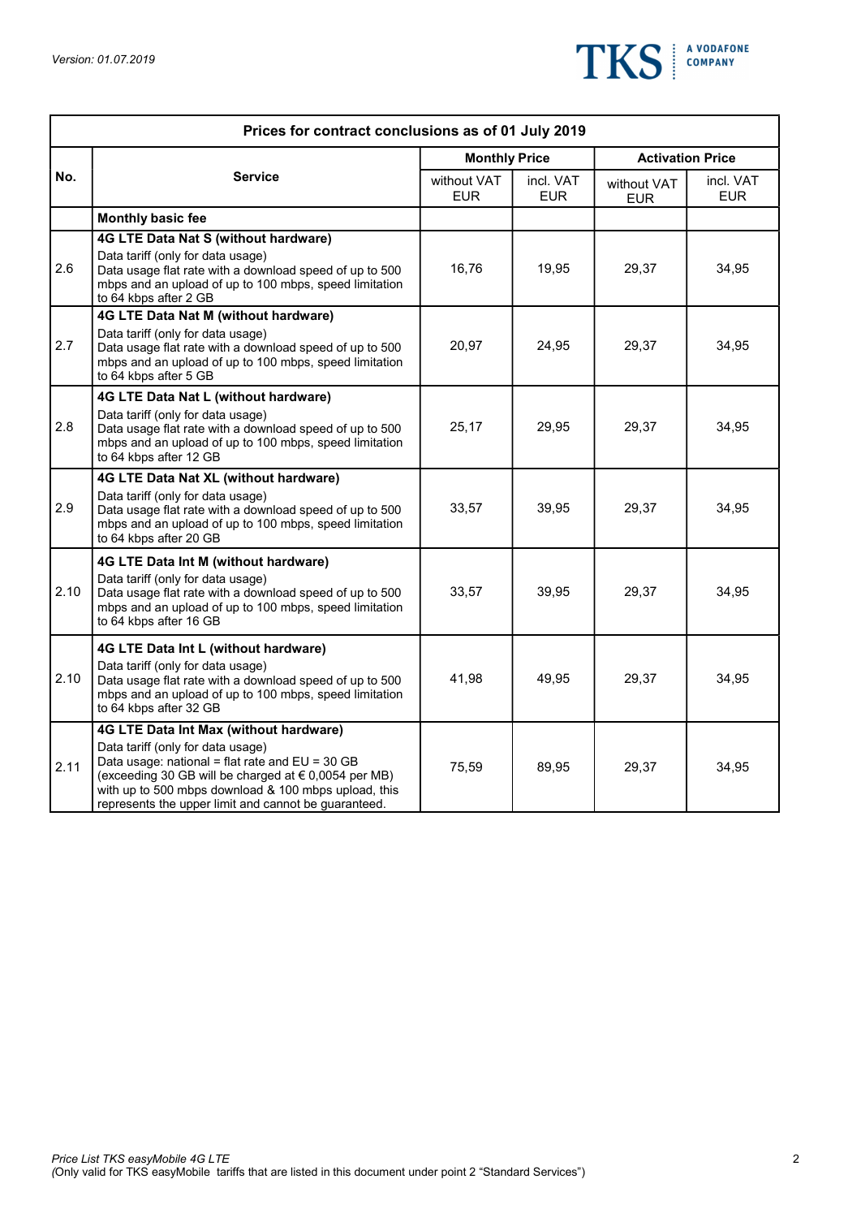*Version: 01.07.2019*

| Prices for contract conclusions as of 01 July 2019 | | | | | |
|---|---|---|---|---|---|
| **No.** | **Service** | **Monthly Price** | | **Activation Price** | |
| | | without VAT EUR | incl. VAT EUR | without VAT EUR | incl. VAT EUR |
| | **Monthly basic fee** | | | | |
| 2.6 | **4G LTE Data Nat S (without hardware)** Data tariff (only for data usage) Data usage flat rate with a download speed of up to 500 mbps and an upload of up to 100 mbps, speed limitation to 64 kbps after 2 GB | 16,76 | 19,95 | 29,37 | 34,95 |
| 2.7 | **4G LTE Data Nat M (without hardware)** Data tariff (only for data usage) Data usage flat rate with a download speed of up to 500 mbps and an upload of up to 100 mbps, speed limitation to 64 kbps after 5 GB | 20,97 | 24,95 | 29,37 | 34,95 |
| 2.8 | **4G LTE Data Nat L (without hardware)** Data tariff (only for data usage) Data usage flat rate with a download speed of up to 500 mbps and an upload of up to 100 mbps, speed limitation to 64 kbps after 12 GB | 25,17 | 29,95 | 29,37 | 34,95 |
| 2.9 | **4G LTE Data Nat XL (without hardware)** Data tariff (only for data usage) Data usage flat rate with a download speed of up to 500 mbps and an upload of up to 100 mbps, speed limitation to 64 kbps after 20 GB | 33,57 | 39,95 | 29,37 | 34,95 |
| 2.10 | **4G LTE Data Int M (without hardware)** Data tariff (only for data usage) Data usage flat rate with a download speed of up to 500 mbps and an upload of up to 100 mbps, speed limitation to 64 kbps after 16 GB | 33,57 | 39,95 | 29,37 | 34,95 |
| 2.10 | **4G LTE Data Int L (without hardware)** Data tariff (only for data usage) Data usage flat rate with a download speed of up to 500 mbps and an upload of up to 100 mbps, speed limitation to 64 kbps after 32 GB | 41,98 | 49,95 | 29,37 | 34,95 |
| 2.11 | **4G LTE Data Int Max (without hardware)** Data tariff (only for data usage) Data usage: national = flat rate and EU = 30 GB (exceeding 30 GB will be charged at € 0,0054 per MB) with up to 500 mbps download & 100 mbps upload, this represents the upper limit and cannot be guaranteed. | 75,59 | 89,95 | 29,37 | 34,95 |

*Price List TKS easyMobile 4G LTE*
*(*Only valid for TKS easyMobile tariffs that are listed in this document under point 2 "Standard Services")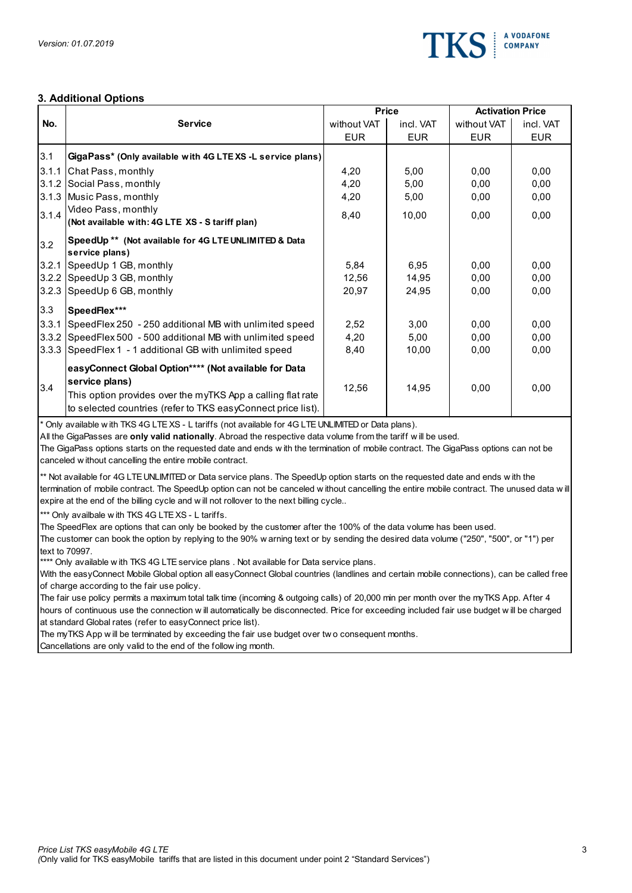## 3. Additional Options

| No. | Service | Price | | Activation Price | |
|---|---|---|---|---|---|
| | | without VAT EUR | incl. VAT EUR | without VAT EUR | incl. VAT EUR |
| 3.1 | **GigaPass* (Only available with 4G LTE XS -L service plans)** | | | | |
| 3.1.1 | Chat Pass, monthly | 4,20 | 5,00 | 0,00 | 0,00 |
| 3.1.2 | Social Pass, monthly | 4,20 | 5,00 | 0,00 | 0,00 |
| 3.1.3 | Music Pass, monthly | 4,20 | 5,00 | 0,00 | 0,00 |
| 3.1.4 | Video Pass, monthly **(Not available with: 4G LTE XS - S tariff plan)** | 8,40 | 10,00 | 0,00 | 0,00 |
| 3.2 | **SpeedUp ** (Not available for 4G LTE UNLIMITED & Data service plans)** | | | | |
| 3.2.1 | SpeedUp 1 GB, monthly | 5,84 | 6,95 | 0,00 | 0,00 |
| 3.2.2 | SpeedUp 3 GB, monthly | 12,56 | 14,95 | 0,00 | 0,00 |
| 3.2.3 | SpeedUp 6 GB, monthly | 20,97 | 24,95 | 0,00 | 0,00 |
| 3.3 | **SpeedFlex***** | | | | |
| 3.3.1 | SpeedFlex 250 - 250 additional MB with unlimited speed | 2,52 | 3,00 | 0,00 | 0,00 |
| 3.3.2 | SpeedFlex 500 - 500 additional MB with unlimited speed | 4,20 | 5,00 | 0,00 | 0,00 |
| 3.3.3 | SpeedFlex 1 - 1 additional GB with unlimited speed | 8,40 | 10,00 | 0,00 | 0,00 |
| 3.4 | **easyConnect Global Option**** (Not available for Data service plans)** This option provides over the myTKS App a calling flat rate to selected countries (refer to TKS easyConnect price list). | 12,56 | 14,95 | 0,00 | 0,00 |

* Only available with TKS 4G LTE XS - L tariffs (not available for 4G LTE UNLIMITED or Data plans).
All the GigaPasses are **only valid nationally**. Abroad the respective data volume from the tariff will be used.
The GigaPass options starts on the requested date and ends with the termination of mobile contract. The GigaPass options can not be canceled without cancelling the entire mobile contract.

** Not available for 4G LTE UNLIMITED or Data service plans. The SpeedUp option starts on the requested date and ends with the termination of mobile contract. The SpeedUp option can not be canceled without cancelling the entire mobile contract. The unused data will expire at the end of the billing cycle and will not rollover to the next billing cycle..

*** Only availbale with TKS 4G LTE XS - L tariffs.
The SpeedFlex are options that can only be booked by the customer after the 100% of the data volume has been used.
The customer can book the option by replying to the 90% warning text or by sending the desired data volume ("250", "500", or "1") per text to 70997.

**** Only available with TKS 4G LTE service plans . Not available for Data service plans.
With the easyConnect Mobile Global option all easyConnect Global countries (landlines and certain mobile connections), can be called free of charge according to the fair use policy.
The fair use policy permits a maximum total talk time (incoming & outgoing calls) of 20,000 min per month over the myTKS App. After 4 hours of continuous use the connection will automatically be disconnected. Price for exceeding included fair use budget will be charged at standard Global rates (refer to easyConnect price list).
The myTKS App will be terminated by exceeding the fair use budget over two consequent months.
Cancellations are only valid to the end of the following month.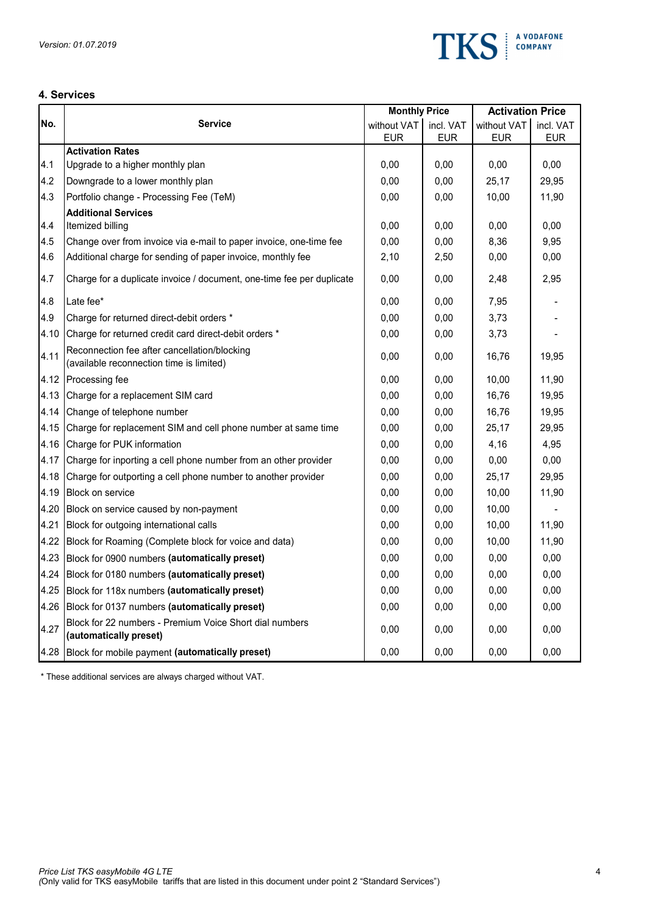## 4. Services

| No. | Service | Monthly Price | | Activation Price | |
|---|---|---|---|---|---|
| | | without VAT EUR | incl. VAT EUR | without VAT EUR | incl. VAT EUR |
| | **Activation Rates** | | | | |
| 4.1 | Upgrade to a higher monthly plan | 0,00 | 0,00 | 0,00 | 0,00 |
| 4.2 | Downgrade to a lower monthly plan | 0,00 | 0,00 | 25,17 | 29,95 |
| 4.3 | Portfolio change - Processing Fee (TeM) | 0,00 | 0,00 | 10,00 | 11,90 |
| | **Additional Services** | | | | |
| 4.4 | Itemized billing | 0,00 | 0,00 | 0,00 | 0,00 |
| 4.5 | Change over from invoice via e-mail to paper invoice, one-time fee | 0,00 | 0,00 | 8,36 | 9,95 |
| 4.6 | Additional charge for sending of paper invoice, monthly fee | 2,10 | 2,50 | 0,00 | 0,00 |
| 4.7 | Charge for a duplicate invoice / document, one-time fee per duplicate | 0,00 | 0,00 | 2,48 | 2,95 |
| 4.8 | Late fee* | 0,00 | 0,00 | 7,95 | - |
| 4.9 | Charge for returned direct-debit orders * | 0,00 | 0,00 | 3,73 | - |
| 4.10 | Charge for returned credit card direct-debit orders * | 0,00 | 0,00 | 3,73 | - |
| 4.11 | Reconnection fee after cancellation/blocking (available reconnection time is limited) | 0,00 | 0,00 | 16,76 | 19,95 |
| 4.12 | Processing fee | 0,00 | 0,00 | 10,00 | 11,90 |
| 4.13 | Charge for a replacement SIM card | 0,00 | 0,00 | 16,76 | 19,95 |
| 4.14 | Change of telephone number | 0,00 | 0,00 | 16,76 | 19,95 |
| 4.15 | Charge for replacement SIM and cell phone number at same time | 0,00 | 0,00 | 25,17 | 29,95 |
| 4.16 | Charge for PUK information | 0,00 | 0,00 | 4,16 | 4,95 |
| 4.17 | Charge for inporting a cell phone number from an other provider | 0,00 | 0,00 | 0,00 | 0,00 |
| 4.18 | Charge for outporting a cell phone number to another provider | 0,00 | 0,00 | 25,17 | 29,95 |
| 4.19 | Block on service | 0,00 | 0,00 | 10,00 | 11,90 |
| 4.20 | Block on service caused by non-payment | 0,00 | 0,00 | 10,00 | - |
| 4.21 | Block for outgoing international calls | 0,00 | 0,00 | 10,00 | 11,90 |
| 4.22 | Block for Roaming (Complete block for voice and data) | 0,00 | 0,00 | 10,00 | 11,90 |
| 4.23 | Block for 0900 numbers **(automatically preset)** | 0,00 | 0,00 | 0,00 | 0,00 |
| 4.24 | Block for 0180 numbers **(automatically preset)** | 0,00 | 0,00 | 0,00 | 0,00 |
| 4.25 | Block for 118x numbers **(automatically preset)** | 0,00 | 0,00 | 0,00 | 0,00 |
| 4.26 | Block for 0137 numbers **(automatically preset)** | 0,00 | 0,00 | 0,00 | 0,00 |
| 4.27 | Block for 22 numbers - Premium Voice Short dial numbers **(automatically preset)** | 0,00 | 0,00 | 0,00 | 0,00 |
| 4.28 | Block for mobile payment **(automatically preset)** | 0,00 | 0,00 | 0,00 | 0,00 |

\* These additional services are always charged without VAT.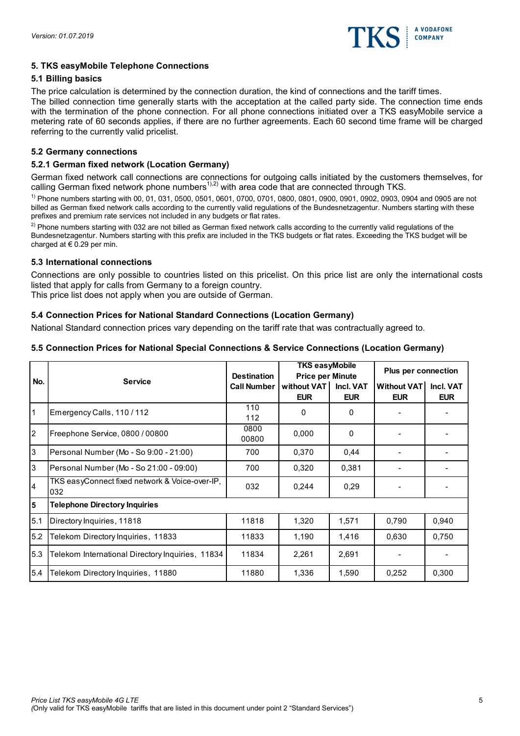## 5. TKS easyMobile Telephone Connections

### 5.1 Billing basics

The price calculation is determined by the connection duration, the kind of connections and the tariff times.
The billed connection time generally starts with the acceptation at the called party side. The connection time ends with the termination of the phone connection. For all phone connections initiated over a TKS easyMobile service a metering rate of 60 seconds applies, if there are no further agreements. Each 60 second time frame will be charged referring to the currently valid pricelist.

### 5.2 Germany connections

### 5.2.1 German fixed network (Location Germany)

German fixed network call connections are connections for outgoing calls initiated by the customers themselves, for calling German fixed network phone numbers[1),2)] with area code that are connected through TKS.

[1)] Phone numbers starting with 00, 01, 031, 0500, 0501, 0601, 0700, 0701, 0800, 0801, 0900, 0901, 0902, 0903, 0904 and 0905 are not billed as German fixed network calls according to the currently valid regulations of the Bundesnetzagentur. Numbers starting with these prefixes and premium rate services not included in any budgets or flat rates.

[2)] Phone numbers starting with 032 are not billed as German fixed network calls according to the currently valid regulations of the Bundesnetzagentur. Numbers starting with this prefix are included in the TKS budgets or flat rates. Exceeding the TKS budget will be charged at € 0.29 per min.

### 5.3 International connections

Connections are only possible to countries listed on this pricelist. On this price list are only the international costs listed that apply for calls from Germany to a foreign country.
This price list does not apply when you are outside of German.

### 5.4 Connection Prices for National Standard Connections (Location Germany)

National Standard connection prices vary depending on the tariff rate that was contractually agreed to.

### 5.5 Connection Prices for National Special Connections & Service Connections (Location Germany)

| No. | Service | Destination Call Number | TKS easyMobile Price per Minute | | Plus per connection | |
|---|---|---|---|---|---|---|
| | | | without VAT EUR | Incl. VAT EUR | Without VAT EUR | Incl. VAT EUR |
| 1 | Emergency Calls, 110 / 112 | 110 112 | 0 | 0 | - | - |
| 2 | Freephone Service, 0800 / 00800 | 0800 00800 | 0,000 | 0 | - | - |
| 3 | Personal Number (Mo - So 9:00 - 21:00) | 700 | 0,370 | 0,44 | - | - |
| 3 | Personal Number (Mo - So 21:00 - 09:00) | 700 | 0,320 | 0,381 | - | - |
| 4 | TKS easyConnect fixed network & Voice-over-IP, 032 | 032 | 0,244 | 0,29 | - | - |
| **5** | **Telephone Directory Inquiries** | | | | | |
| 5.1 | Directory Inquiries, 11818 | 11818 | 1,320 | 1,571 | 0,790 | 0,940 |
| 5.2 | Telekom Directory Inquiries, 11833 | 11833 | 1,190 | 1,416 | 0,630 | 0,750 |
| 5.3 | Telekom International Directory Inquiries, 11834 | 11834 | 2,261 | 2,691 | - | - |
| 5.4 | Telekom Directory Inquiries, 11880 | 11880 | 1,336 | 1,590 | 0,252 | 0,300 |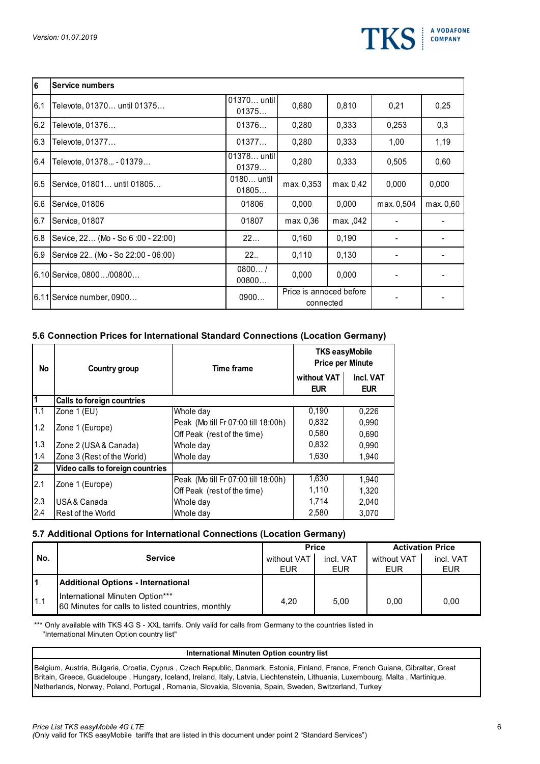| 6 | Service numbers | | | | | |
|---|---|---|---|---|---|---|
| 6.1 | Televote, 01370… until 01375… | 01370… until 01375… | 0,680 | 0,810 | 0,21 | 0,25 |
| 6.2 | Televote, 01376… | 01376… | 0,280 | 0,333 | 0,253 | 0,3 |
| 6.3 | Televote, 01377… | 01377… | 0,280 | 0,333 | 1,00 | 1,19 |
| 6.4 | Televote, 01378... - 01379… | 01378… until 01379… | 0,280 | 0,333 | 0,505 | 0,60 |
| 6.5 | Service, 01801… until 01805… | 0180… until 01805… | max. 0,353 | max. 0,42 | 0,000 | 0,000 |
| 6.6 | Service, 01806 | 01806 | 0,000 | 0,000 | max. 0,504 | max. 0,60 |
| 6.7 | Service, 01807 | 01807 | max. 0,36 | max. ,042 | - | - |
| 6.8 | Sevice, 22… (Mo - So 6 :00 - 22:00) | 22… | 0,160 | 0,190 | - | - |
| 6.9 | Service 22.. (Mo - So 22:00 - 06:00) | 22.. | 0,110 | 0,130 | - | - |
| 6.10 | Service, 0800…/00800… | 0800… / 00800… | 0,000 | 0,000 | - | - |
| 6.11 | Service number, 0900… | 0900… | Price is annoced before connected | | - | - |

## 5.6 Connection Prices for International Standard Connections (Location Germany)

| No | Country group | Time frame | TKS easyMobile Price per Minute | |
|---|---|---|---|---|
| | | | without VAT EUR | Incl. VAT EUR |
| **1** | **Calls to foreign countries** | | | |
| 1.1 | Zone 1 (EU) | Whole day | 0,190 | 0,226 |
| 1.2 | Zone 1 (Europe) | Peak (Mo till Fr 07:00 till 18:00h) | 0,832 | 0,990 |
| | | Off Peak (rest of the time) | 0,580 | 0,690 |
| 1.3 | Zone 2 (USA & Canada) | Whole day | 0,832 | 0,990 |
| 1.4 | Zone 3 (Rest of the World) | Whole day | 1,630 | 1,940 |
| **2** | **Video calls to foreign countries** | | | |
| 2.1 | Zone 1 (Europe) | Peak (Mo till Fr 07:00 till 18:00h) | 1,630 | 1,940 |
| | | Off Peak (rest of the time) | 1,110 | 1,320 |
| 2.3 | USA & Canada | Whole day | 1,714 | 2,040 |
| 2.4 | Rest of the World | Whole day | 2,580 | 3,070 |

## 5.7 Additional Options for International Connections (Location Germany)

| No. | Service | Price | | Activation Price | |
|---|---|---|---|---|---|
| | | without VAT EUR | incl. VAT EUR | without VAT EUR | incl. VAT EUR |
| **1** | **Additional Options - International** | | | | |
| 1.1 | International Minuten Option***<br>60 Minutes for calls to listed countries, monthly | 4,20 | 5,00 | 0,00 | 0,00 |

*** Only available with TKS 4G S - XXL tarrifs. Only valid for calls from Germany to the countries listed in "International Minuten Option country list"

| International Minuten Option country list |
|---|
| Belgium, Austria, Bulgaria, Croatia, Cyprus , Czech Republic, Denmark, Estonia, Finland, France, French Guiana, Gibraltar, Great Britain, Greece, Guadeloupe , Hungary, Iceland, Ireland, Italy, Latvia, Liechtenstein, Lithuania, Luxembourg, Malta , Martinique, Netherlands, Norway, Poland, Portugal , Romania, Slovakia, Slovenia, Spain, Sweden, Switzerland, Turkey |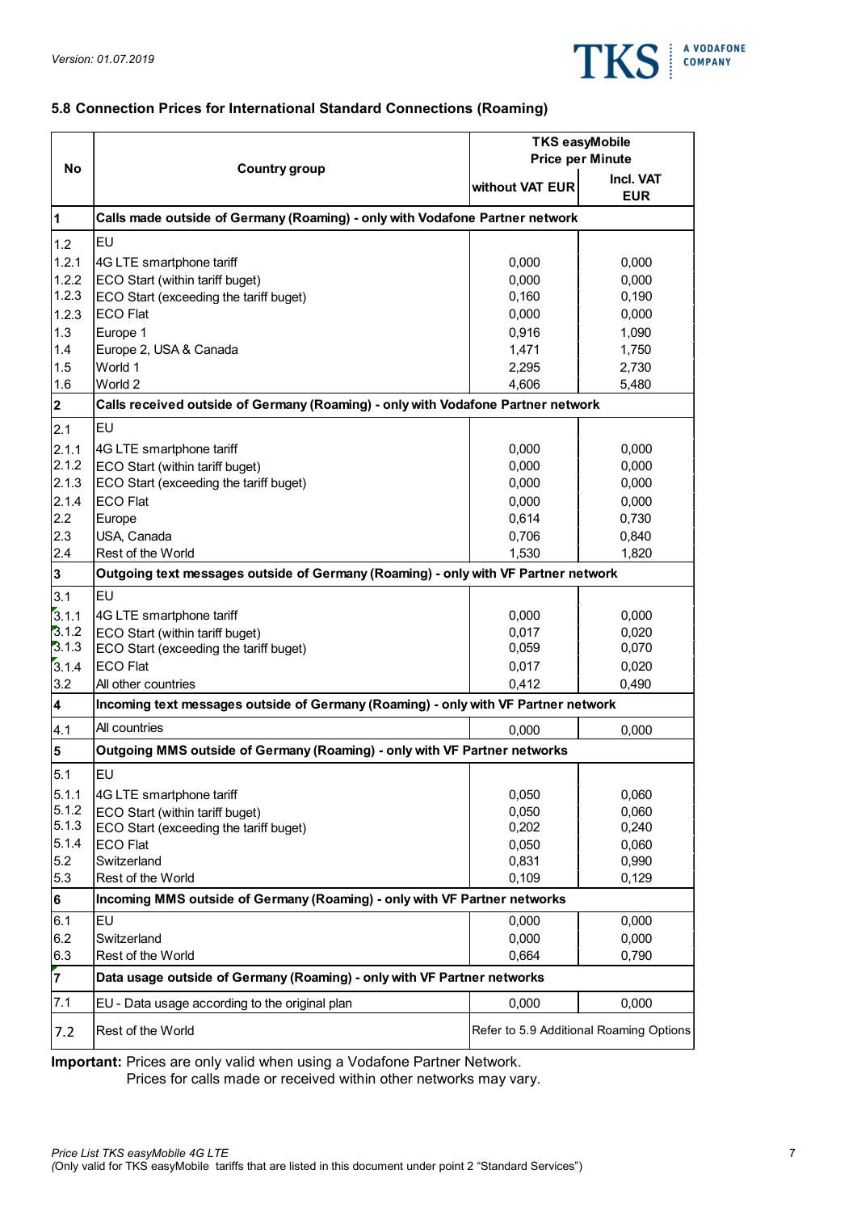## 5.8 Connection Prices for International Standard Connections (Roaming)

| No | Country group | TKS easyMobile Price per Minute | |
|---|---|---|---|
| | | without VAT EUR | Incl. VAT EUR |
| **1** | **Calls made outside of Germany (Roaming) - only with Vodafone Partner network** | | |
| 1.2 | EU | | |
| 1.2.1 | 4G LTE smartphone tariff | 0,000 | 0,000 |
| 1.2.2 | ECO Start (within tariff buget) | 0,000 | 0,000 |
| 1.2.3 | ECO Start (exceeding the tariff buget) | 0,160 | 0,190 |
| 1.2.3 | ECO Flat | 0,000 | 0,000 |
| 1.3 | Europe 1 | 0,916 | 1,090 |
| 1.4 | Europe 2, USA & Canada | 1,471 | 1,750 |
| 1.5 | World 1 | 2,295 | 2,730 |
| 1.6 | World 2 | 4,606 | 5,480 |
| **2** | **Calls received outside of Germany (Roaming) - only with Vodafone Partner network** | | |
| 2.1 | EU | | |
| 2.1.1 | 4G LTE smartphone tariff | 0,000 | 0,000 |
| 2.1.2 | ECO Start (within tariff buget) | 0,000 | 0,000 |
| 2.1.3 | ECO Start (exceeding the tariff buget) | 0,000 | 0,000 |
| 2.1.4 | ECO Flat | 0,000 | 0,000 |
| 2.2 | Europe | 0,614 | 0,730 |
| 2.3 | USA, Canada | 0,706 | 0,840 |
| 2.4 | Rest of the World | 1,530 | 1,820 |
| **3** | **Outgoing text messages outside of Germany (Roaming) - only with VF Partner network** | | |
| 3.1 | EU | | |
| 3.1.1 | 4G LTE smartphone tariff | 0,000 | 0,000 |
| 3.1.2 | ECO Start (within tariff buget) | 0,017 | 0,020 |
| 3.1.3 | ECO Start (exceeding the tariff buget) | 0,059 | 0,070 |
| 3.1.4 | ECO Flat | 0,017 | 0,020 |
| 3.2 | All other countries | 0,412 | 0,490 |
| **4** | **Incoming text messages outside of Germany (Roaming) - only with VF Partner network** | | |
| 4.1 | All countries | 0,000 | 0,000 |
| **5** | **Outgoing MMS outside of Germany (Roaming) - only with VF Partner networks** | | |
| 5.1 | EU | | |
| 5.1.1 | 4G LTE smartphone tariff | 0,050 | 0,060 |
| 5.1.2 | ECO Start (within tariff buget) | 0,050 | 0,060 |
| 5.1.3 | ECO Start (exceeding the tariff buget) | 0,202 | 0,240 |
| 5.1.4 | ECO Flat | 0,050 | 0,060 |
| 5.2 | Switzerland | 0,831 | 0,990 |
| 5.3 | Rest of the World | 0,109 | 0,129 |
| **6** | **Incoming MMS outside of Germany (Roaming) - only with VF Partner networks** | | |
| 6.1 | EU | 0,000 | 0,000 |
| 6.2 | Switzerland | 0,000 | 0,000 |
| 6.3 | Rest of the World | 0,664 | 0,790 |
| **7** | **Data usage outside of Germany (Roaming) - only with VF Partner networks** | | |
| 7.1 | EU - Data usage according to the original plan | 0,000 | 0,000 |
| 7.2 | Rest of the World | Refer to 5.9 Additional Roaming Options | |

**Important:** Prices are only valid when using a Vodafone Partner Network.
Prices for calls made or received within other networks may vary.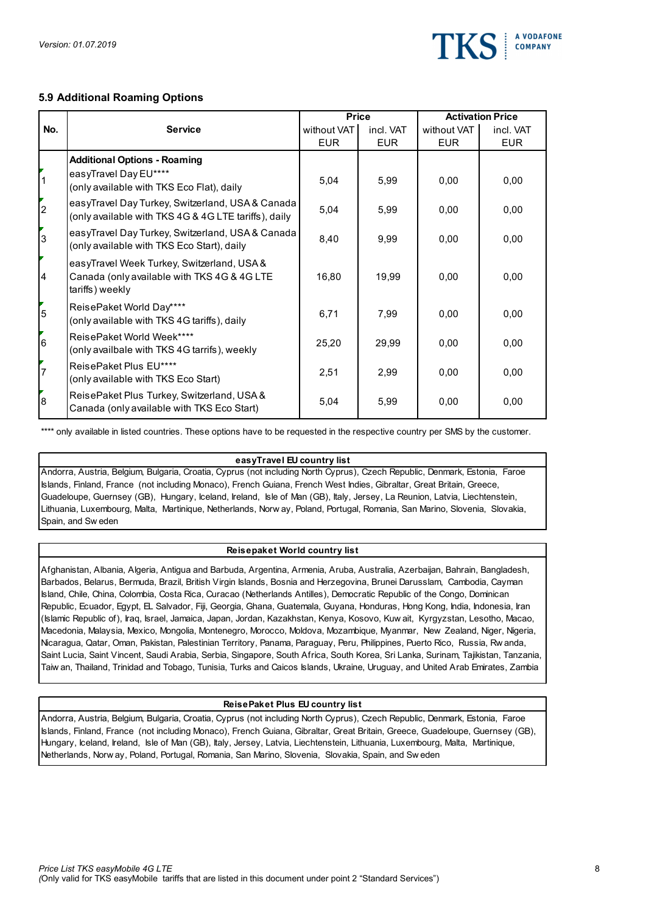### 5.9 Additional Roaming Options

| No. | Service | Price | | Activation Price | |
|---|---|---|---|---|---|
| | | without VAT EUR | incl. VAT EUR | without VAT EUR | incl. VAT EUR |
| | **Additional Options - Roaming** | | | | |
| 1 | easyTravel Day EU**** (only available with TKS Eco Flat), daily | 5,04 | 5,99 | 0,00 | 0,00 |
| 2 | easyTravel Day Turkey, Switzerland, USA & Canada (only available with TKS 4G & 4G LTE tariffs), daily | 5,04 | 5,99 | 0,00 | 0,00 |
| 3 | easyTravel Day Turkey, Switzerland, USA & Canada (only available with TKS Eco Start), daily | 8,40 | 9,99 | 0,00 | 0,00 |
| 4 | easyTravel Week Turkey, Switzerland, USA & Canada (only available with TKS 4G & 4G LTE tariffs) weekly | 16,80 | 19,99 | 0,00 | 0,00 |
| 5 | ReisePaket World Day**** (only available with TKS 4G tariffs), daily | 6,71 | 7,99 | 0,00 | 0,00 |
| 6 | ReisePaket World Week**** (only availbale with TKS 4G tarrifs), weekly | 25,20 | 29,99 | 0,00 | 0,00 |
| 7 | ReisePaket Plus EU**** (only available with TKS Eco Start) | 2,51 | 2,99 | 0,00 | 0,00 |
| 8 | ReisePaket Plus Turkey, Switzerland, USA & Canada (only available with TKS Eco Start) | 5,04 | 5,99 | 0,00 | 0,00 |

**** only available in listed countries. These options have to be requested in the respective country per SMS by the customer.

| easyTravel EU country list |
|---|
| Andorra, Austria, Belgium, Bulgaria, Croatia, Cyprus (not including North Cyprus), Czech Republic, Denmark, Estonia, Faroe Islands, Finland, France (not including Monaco), French Guiana, French West Indies, Gibraltar, Great Britain, Greece, Guadeloupe, Guernsey (GB), Hungary, Iceland, Ireland, Isle of Man (GB), Italy, Jersey, La Reunion, Latvia, Liechtenstein, Lithuania, Luxembourg, Malta, Martinique, Netherlands, Norway, Poland, Portugal, Romania, San Marino, Slovenia, Slovakia, Spain, and Sweden |

| Reisepaket World country list |
|---|
| Afghanistan, Albania, Algeria, Antigua and Barbuda, Argentina, Armenia, Aruba, Australia, Azerbaijan, Bahrain, Bangladesh, Barbados, Belarus, Bermuda, Brazil, British Virgin Islands, Bosnia and Herzegovina, Brunei Darusslam, Cambodia, Cayman Island, Chile, China, Colombia, Costa Rica, Curacao (Netherlands Antilles), Democratic Republic of the Congo, Dominican Republic, Ecuador, Egypt, EL Salvador, Fiji, Georgia, Ghana, Guatemala, Guyana, Honduras, Hong Kong, India, Indonesia, Iran (Islamic Republic of), Iraq, Israel, Jamaica, Japan, Jordan, Kazakhstan, Kenya, Kosovo, Kuwait, Kyrgyzstan, Lesotho, Macao, Macedonia, Malaysia, Mexico, Mongolia, Montenegro, Morocco, Moldova, Mozambique, Myanmar, New Zealand, Niger, Nigeria, Nicaragua, Qatar, Oman, Pakistan, Palestinian Territory, Panama, Paraguay, Peru, Philippines, Puerto Rico, Russia, Rwanda, Saint Lucia, Saint Vincent, Saudi Arabia, Serbia, Singapore, South Africa, South Korea, Sri Lanka, Surinam, Tajikistan, Tanzania, Taiwan, Thailand, Trinidad and Tobago, Tunisia, Turks and Caicos Islands, Ukraine, Uruguay, and United Arab Emirates, Zambia |

| ReisePaket Plus EU country list |
|---|
| Andorra, Austria, Belgium, Bulgaria, Croatia, Cyprus (not including North Cyprus), Czech Republic, Denmark, Estonia, Faroe Islands, Finland, France (not including Monaco), French Guiana, Gibraltar, Great Britain, Greece, Guadeloupe, Guernsey (GB), Hungary, Iceland, Ireland, Isle of Man (GB), Italy, Jersey, Latvia, Liechtenstein, Lithuania, Luxembourg, Malta, Martinique, Netherlands, Norway, Poland, Portugal, Romania, San Marino, Slovenia, Slovakia, Spain, and Sweden |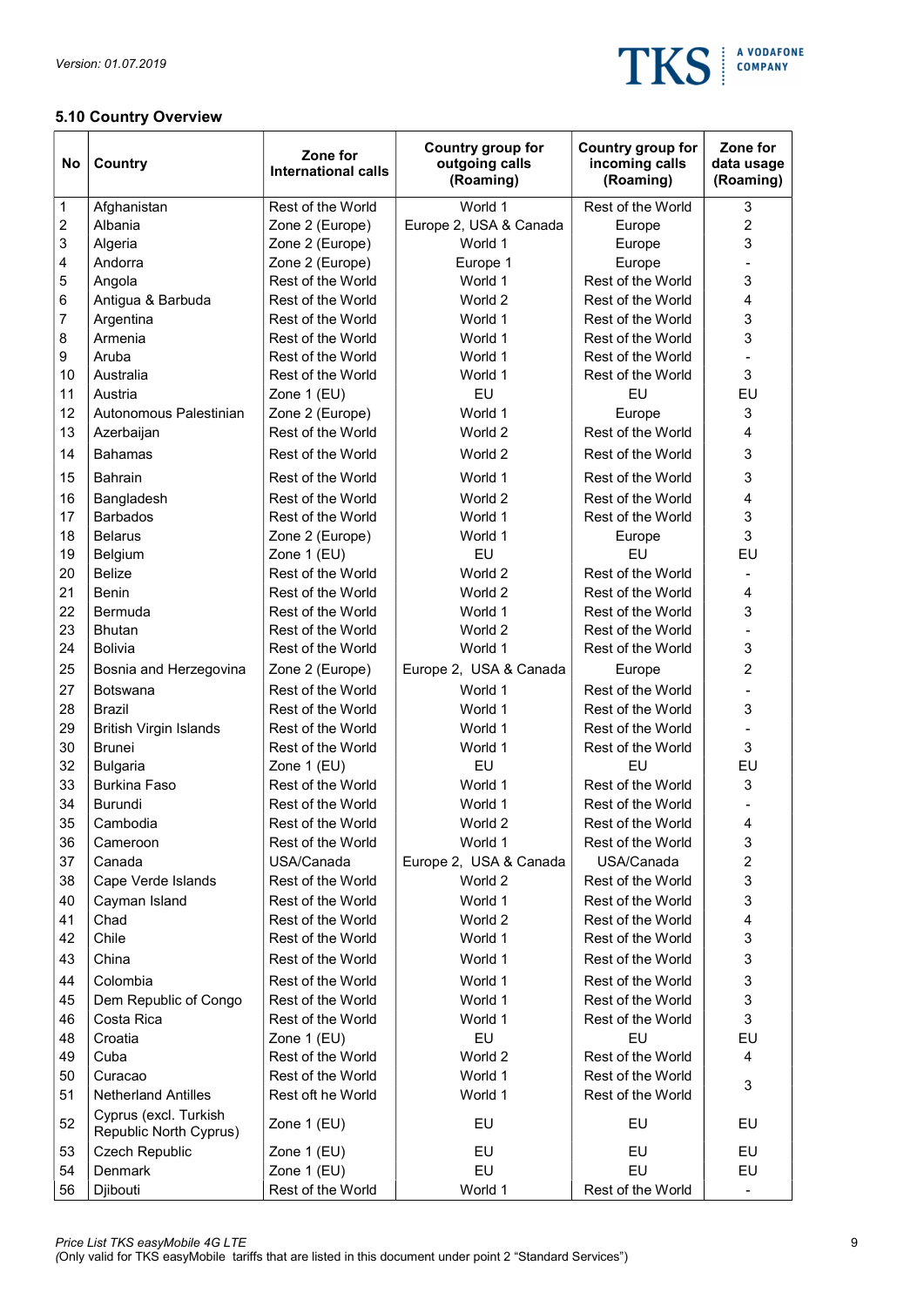## 5.10 Country Overview

| No | Country | Zone for International calls | Country group for outgoing calls (Roaming) | Country group for incoming calls (Roaming) | Zone for data usage (Roaming) |
|---|---|---|---|---|---|
| 1 | Afghanistan | Rest of the World | World 1 | Rest of the World | 3 |
| 2 | Albania | Zone 2 (Europe) | Europe 2, USA & Canada | Europe | 2 |
| 3 | Algeria | Zone 2 (Europe) | World 1 | Europe | 3 |
| 4 | Andorra | Zone 2 (Europe) | Europe 1 | Europe | - |
| 5 | Angola | Rest of the World | World 1 | Rest of the World | 3 |
| 6 | Antigua & Barbuda | Rest of the World | World 2 | Rest of the World | 4 |
| 7 | Argentina | Rest of the World | World 1 | Rest of the World | 3 |
| 8 | Armenia | Rest of the World | World 1 | Rest of the World | 3 |
| 9 | Aruba | Rest of the World | World 1 | Rest of the World | - |
| 10 | Australia | Rest of the World | World 1 | Rest of the World | 3 |
| 11 | Austria | Zone 1 (EU) | EU | EU | EU |
| 12 | Autonomous Palestinian | Zone 2 (Europe) | World 1 | Europe | 3 |
| 13 | Azerbaijan | Rest of the World | World 2 | Rest of the World | 4 |
| 14 | Bahamas | Rest of the World | World 2 | Rest of the World | 3 |
| 15 | Bahrain | Rest of the World | World 1 | Rest of the World | 3 |
| 16 | Bangladesh | Rest of the World | World 2 | Rest of the World | 4 |
| 17 | Barbados | Rest of the World | World 1 | Rest of the World | 3 |
| 18 | Belarus | Zone 2 (Europe) | World 1 | Europe | 3 |
| 19 | Belgium | Zone 1 (EU) | EU | EU | EU |
| 20 | Belize | Rest of the World | World 2 | Rest of the World | - |
| 21 | Benin | Rest of the World | World 2 | Rest of the World | 4 |
| 22 | Bermuda | Rest of the World | World 1 | Rest of the World | 3 |
| 23 | Bhutan | Rest of the World | World 2 | Rest of the World | - |
| 24 | Bolivia | Rest of the World | World 1 | Rest of the World | 3 |
| 25 | Bosnia and Herzegovina | Zone 2 (Europe) | Europe 2, USA & Canada | Europe | 2 |
| 27 | Botswana | Rest of the World | World 1 | Rest of the World | - |
| 28 | Brazil | Rest of the World | World 1 | Rest of the World | 3 |
| 29 | British Virgin Islands | Rest of the World | World 1 | Rest of the World | - |
| 30 | Brunei | Rest of the World | World 1 | Rest of the World | 3 |
| 32 | Bulgaria | Zone 1 (EU) | EU | EU | EU |
| 33 | Burkina Faso | Rest of the World | World 1 | Rest of the World | 3 |
| 34 | Burundi | Rest of the World | World 1 | Rest of the World | - |
| 35 | Cambodia | Rest of the World | World 2 | Rest of the World | 4 |
| 36 | Cameroon | Rest of the World | World 1 | Rest of the World | 3 |
| 37 | Canada | USA/Canada | Europe 2, USA & Canada | USA/Canada | 2 |
| 38 | Cape Verde Islands | Rest of the World | World 2 | Rest of the World | 3 |
| 40 | Cayman Island | Rest of the World | World 1 | Rest of the World | 3 |
| 41 | Chad | Rest of the World | World 2 | Rest of the World | 4 |
| 42 | Chile | Rest of the World | World 1 | Rest of the World | 3 |
| 43 | China | Rest of the World | World 1 | Rest of the World | 3 |
| 44 | Colombia | Rest of the World | World 1 | Rest of the World | 3 |
| 45 | Dem Republic of Congo | Rest of the World | World 1 | Rest of the World | 3 |
| 46 | Costa Rica | Rest of the World | World 1 | Rest of the World | 3 |
| 48 | Croatia | Zone 1 (EU) | EU | EU | EU |
| 49 | Cuba | Rest of the World | World 2 | Rest of the World | 4 |
| 50 | Curacao | Rest of the World | World 1 | Rest of the World | 3 |
| 51 | Netherland Antilles | Rest oft he World | World 1 | Rest of the World | |
| 52 | Cyprus (excl. Turkish Republic North Cyprus) | Zone 1 (EU) | EU | EU | EU |
| 53 | Czech Republic | Zone 1 (EU) | EU | EU | EU |
| 54 | Denmark | Zone 1 (EU) | EU | EU | EU |
| 56 | Djibouti | Rest of the World | World 1 | Rest of the World | - |

*Price List TKS easyMobile 4G LTE*
*(Only valid for TKS easyMobile tariffs that are listed in this document under point 2 "Standard Services")*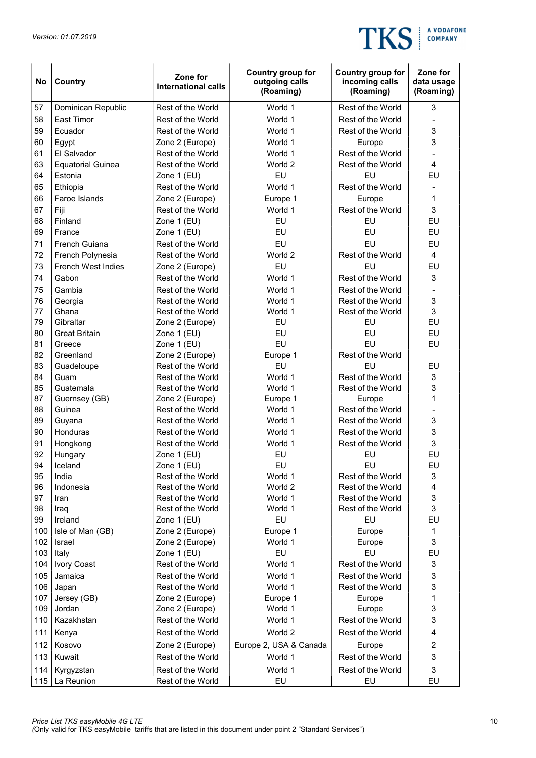| No | Country | Zone for International calls | Country group for outgoing calls (Roaming) | Country group for incoming calls (Roaming) | Zone for data usage (Roaming) |
|---|---|---|---|---|---|
| 57 | Dominican Republic | Rest of the World | World 1 | Rest of the World | 3 |
| 58 | East Timor | Rest of the World | World 1 | Rest of the World | - |
| 59 | Ecuador | Rest of the World | World 1 | Rest of the World | 3 |
| 60 | Egypt | Zone 2 (Europe) | World 1 | Europe | 3 |
| 61 | El Salvador | Rest of the World | World 1 | Rest of the World | - |
| 63 | Equatorial Guinea | Rest of the World | World 2 | Rest of the World | 4 |
| 64 | Estonia | Zone 1 (EU) | EU | EU | EU |
| 65 | Ethiopia | Rest of the World | World 1 | Rest of the World | - |
| 66 | Faroe Islands | Zone 2 (Europe) | Europe 1 | Europe | 1 |
| 67 | Fiji | Rest of the World | World 1 | Rest of the World | 3 |
| 68 | Finland | Zone 1 (EU) | EU | EU | EU |
| 69 | France | Zone 1 (EU) | EU | EU | EU |
| 71 | French Guiana | Rest of the World | EU | EU | EU |
| 72 | French Polynesia | Rest of the World | World 2 | Rest of the World | 4 |
| 73 | French West Indies | Zone 2 (Europe) | EU | EU | EU |
| 74 | Gabon | Rest of the World | World 1 | Rest of the World | 3 |
| 75 | Gambia | Rest of the World | World 1 | Rest of the World | - |
| 76 | Georgia | Rest of the World | World 1 | Rest of the World | 3 |
| 77 | Ghana | Rest of the World | World 1 | Rest of the World | 3 |
| 79 | Gibraltar | Zone 2 (Europe) | EU | EU | EU |
| 80 | Great Britain | Zone 1 (EU) | EU | EU | EU |
| 81 | Greece | Zone 1 (EU) | EU | EU | EU |
| 82 | Greenland | Zone 2 (Europe) | Europe 1 | Rest of the World | |
| 83 | Guadeloupe | Rest of the World | EU | EU | EU |
| 84 | Guam | Rest of the World | World 1 | Rest of the World | 3 |
| 85 | Guatemala | Rest of the World | World 1 | Rest of the World | 3 |
| 87 | Guernsey (GB) | Zone 2 (Europe) | Europe 1 | Europe | 1 |
| 88 | Guinea | Rest of the World | World 1 | Rest of the World | - |
| 89 | Guyana | Rest of the World | World 1 | Rest of the World | 3 |
| 90 | Honduras | Rest of the World | World 1 | Rest of the World | 3 |
| 91 | Hongkong | Rest of the World | World 1 | Rest of the World | 3 |
| 92 | Hungary | Zone 1 (EU) | EU | EU | EU |
| 94 | Iceland | Zone 1 (EU) | EU | EU | EU |
| 95 | India | Rest of the World | World 1 | Rest of the World | 3 |
| 96 | Indonesia | Rest of the World | World 2 | Rest of the World | 4 |
| 97 | Iran | Rest of the World | World 1 | Rest of the World | 3 |
| 98 | Iraq | Rest of the World | World 1 | Rest of the World | 3 |
| 99 | Ireland | Zone 1 (EU) | EU | EU | EU |
| 100 | Isle of Man (GB) | Zone 2 (Europe) | Europe 1 | Europe | 1 |
| 102 | Israel | Zone 2 (Europe) | World 1 | Europe | 3 |
| 103 | Italy | Zone 1 (EU) | EU | EU | EU |
| 104 | Ivory Coast | Rest of the World | World 1 | Rest of the World | 3 |
| 105 | Jamaica | Rest of the World | World 1 | Rest of the World | 3 |
| 106 | Japan | Rest of the World | World 1 | Rest of the World | 3 |
| 107 | Jersey (GB) | Zone 2 (Europe) | Europe 1 | Europe | 1 |
| 109 | Jordan | Zone 2 (Europe) | World 1 | Europe | 3 |
| 110 | Kazakhstan | Rest of the World | World 1 | Rest of the World | 3 |
| 111 | Kenya | Rest of the World | World 2 | Rest of the World | 4 |
| 112 | Kosovo | Zone 2 (Europe) | Europe 2, USA & Canada | Europe | 2 |
| 113 | Kuwait | Rest of the World | World 1 | Rest of the World | 3 |
| 114 | Kyrgyzstan | Rest of the World | World 1 | Rest of the World | 3 |
| 115 | La Reunion | Rest of the World | EU | EU | EU |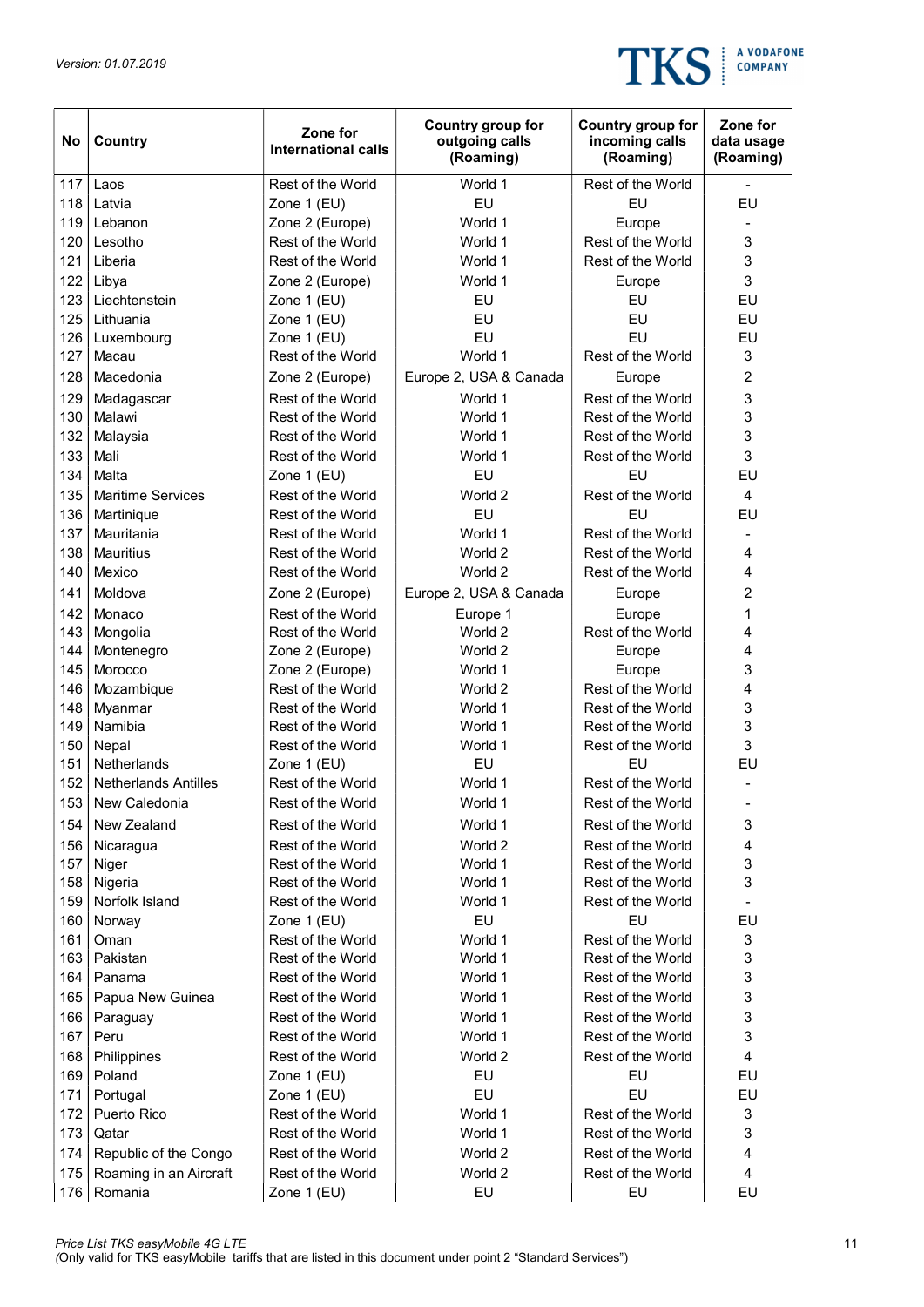| No | Country | Zone for International calls | Country group for outgoing calls (Roaming) | Country group for incoming calls (Roaming) | Zone for data usage (Roaming) |
|---|---|---|---|---|---|
| 117 | Laos | Rest of the World | World 1 | Rest of the World | - |
| 118 | Latvia | Zone 1 (EU) | EU | EU | EU |
| 119 | Lebanon | Zone 2 (Europe) | World 1 | Europe | - |
| 120 | Lesotho | Rest of the World | World 1 | Rest of the World | 3 |
| 121 | Liberia | Rest of the World | World 1 | Rest of the World | 3 |
| 122 | Libya | Zone 2 (Europe) | World 1 | Europe | 3 |
| 123 | Liechtenstein | Zone 1 (EU) | EU | EU | EU |
| 125 | Lithuania | Zone 1 (EU) | EU | EU | EU |
| 126 | Luxembourg | Zone 1 (EU) | EU | EU | EU |
| 127 | Macau | Rest of the World | World 1 | Rest of the World | 3 |
| 128 | Macedonia | Zone 2 (Europe) | Europe 2, USA & Canada | Europe | 2 |
| 129 | Madagascar | Rest of the World | World 1 | Rest of the World | 3 |
| 130 | Malawi | Rest of the World | World 1 | Rest of the World | 3 |
| 132 | Malaysia | Rest of the World | World 1 | Rest of the World | 3 |
| 133 | Mali | Rest of the World | World 1 | Rest of the World | 3 |
| 134 | Malta | Zone 1 (EU) | EU | EU | EU |
| 135 | Maritime Services | Rest of the World | World 2 | Rest of the World | 4 |
| 136 | Martinique | Rest of the World | EU | EU | EU |
| 137 | Mauritania | Rest of the World | World 1 | Rest of the World | - |
| 138 | Mauritius | Rest of the World | World 2 | Rest of the World | 4 |
| 140 | Mexico | Rest of the World | World 2 | Rest of the World | 4 |
| 141 | Moldova | Zone 2 (Europe) | Europe 2, USA & Canada | Europe | 2 |
| 142 | Monaco | Rest of the World | Europe 1 | Europe | 1 |
| 143 | Mongolia | Rest of the World | World 2 | Rest of the World | 4 |
| 144 | Montenegro | Zone 2 (Europe) | World 2 | Europe | 4 |
| 145 | Morocco | Zone 2 (Europe) | World 1 | Europe | 3 |
| 146 | Mozambique | Rest of the World | World 2 | Rest of the World | 4 |
| 148 | Myanmar | Rest of the World | World 1 | Rest of the World | 3 |
| 149 | Namibia | Rest of the World | World 1 | Rest of the World | 3 |
| 150 | Nepal | Rest of the World | World 1 | Rest of the World | 3 |
| 151 | Netherlands | Zone 1 (EU) | EU | EU | EU |
| 152 | Netherlands Antilles | Rest of the World | World 1 | Rest of the World | - |
| 153 | New Caledonia | Rest of the World | World 1 | Rest of the World | - |
| 154 | New Zealand | Rest of the World | World 1 | Rest of the World | 3 |
| 156 | Nicaragua | Rest of the World | World 2 | Rest of the World | 4 |
| 157 | Niger | Rest of the World | World 1 | Rest of the World | 3 |
| 158 | Nigeria | Rest of the World | World 1 | Rest of the World | 3 |
| 159 | Norfolk Island | Rest of the World | World 1 | Rest of the World | - |
| 160 | Norway | Zone 1 (EU) | EU | EU | EU |
| 161 | Oman | Rest of the World | World 1 | Rest of the World | 3 |
| 163 | Pakistan | Rest of the World | World 1 | Rest of the World | 3 |
| 164 | Panama | Rest of the World | World 1 | Rest of the World | 3 |
| 165 | Papua New Guinea | Rest of the World | World 1 | Rest of the World | 3 |
| 166 | Paraguay | Rest of the World | World 1 | Rest of the World | 3 |
| 167 | Peru | Rest of the World | World 1 | Rest of the World | 3 |
| 168 | Philippines | Rest of the World | World 2 | Rest of the World | 4 |
| 169 | Poland | Zone 1 (EU) | EU | EU | EU |
| 171 | Portugal | Zone 1 (EU) | EU | EU | EU |
| 172 | Puerto Rico | Rest of the World | World 1 | Rest of the World | 3 |
| 173 | Qatar | Rest of the World | World 1 | Rest of the World | 3 |
| 174 | Republic of the Congo | Rest of the World | World 2 | Rest of the World | 4 |
| 175 | Roaming in an Aircraft | Rest of the World | World 2 | Rest of the World | 4 |
| 176 | Romania | Zone 1 (EU) | EU | EU | EU |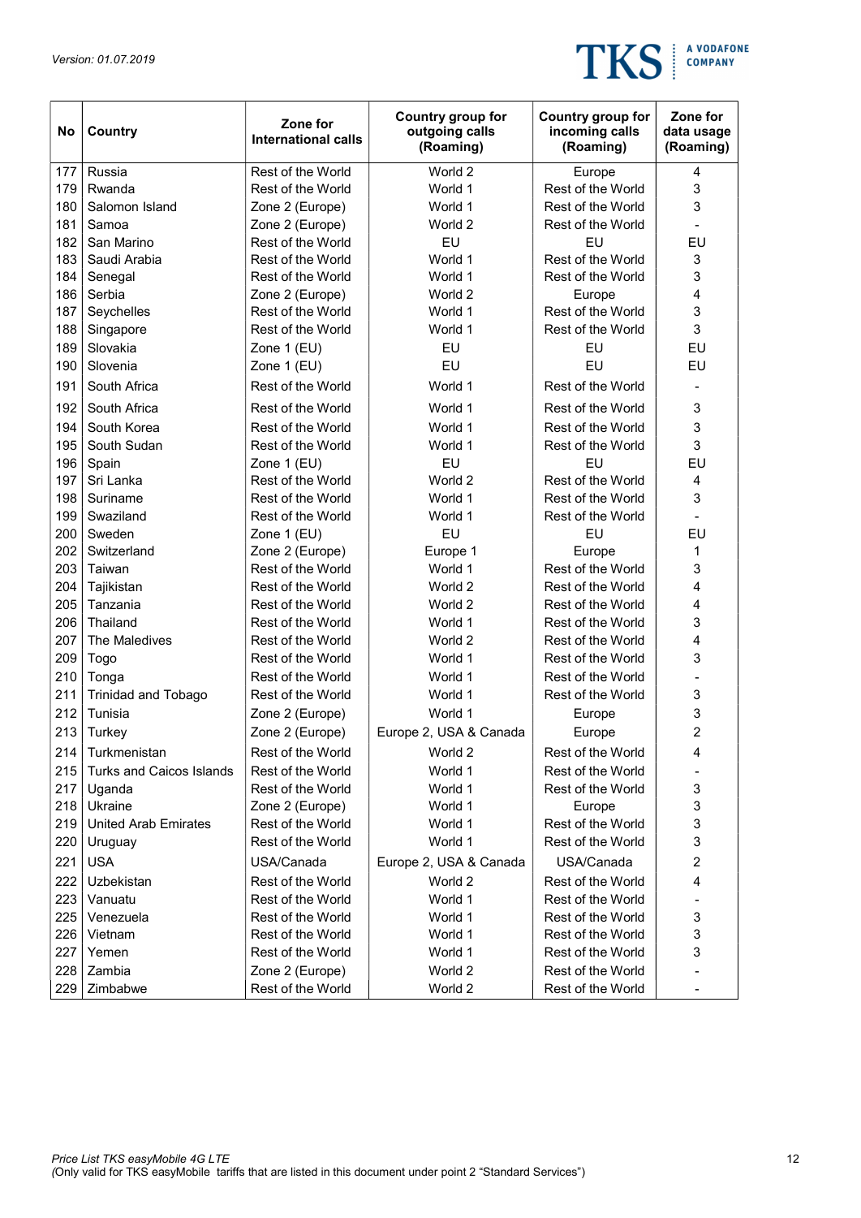Version: 01.07.2019

| No | Country | Zone for International calls | Country group for outgoing calls (Roaming) | Country group for incoming calls (Roaming) | Zone for data usage (Roaming) |
|---|---|---|---|---|---|
| 177 | Russia | Rest of the World | World 2 | Europe | 4 |
| 179 | Rwanda | Rest of the World | World 1 | Rest of the World | 3 |
| 180 | Salomon Island | Zone 2 (Europe) | World 1 | Rest of the World | 3 |
| 181 | Samoa | Zone 2 (Europe) | World 2 | Rest of the World | - |
| 182 | San Marino | Rest of the World | EU | EU | EU |
| 183 | Saudi Arabia | Rest of the World | World 1 | Rest of the World | 3 |
| 184 | Senegal | Rest of the World | World 1 | Rest of the World | 3 |
| 186 | Serbia | Zone 2 (Europe) | World 2 | Europe | 4 |
| 187 | Seychelles | Rest of the World | World 1 | Rest of the World | 3 |
| 188 | Singapore | Rest of the World | World 1 | Rest of the World | 3 |
| 189 | Slovakia | Zone 1 (EU) | EU | EU | EU |
| 190 | Slovenia | Zone 1 (EU) | EU | EU | EU |
| 191 | South Africa | Rest of the World | World 1 | Rest of the World | - |
| 192 | South Africa | Rest of the World | World 1 | Rest of the World | 3 |
| 194 | South Korea | Rest of the World | World 1 | Rest of the World | 3 |
| 195 | South Sudan | Rest of the World | World 1 | Rest of the World | 3 |
| 196 | Spain | Zone 1 (EU) | EU | EU | EU |
| 197 | Sri Lanka | Rest of the World | World 2 | Rest of the World | 4 |
| 198 | Suriname | Rest of the World | World 1 | Rest of the World | 3 |
| 199 | Swaziland | Rest of the World | World 1 | Rest of the World | - |
| 200 | Sweden | Zone 1 (EU) | EU | EU | EU |
| 202 | Switzerland | Zone 2 (Europe) | Europe 1 | Europe | 1 |
| 203 | Taiwan | Rest of the World | World 1 | Rest of the World | 3 |
| 204 | Tajikistan | Rest of the World | World 2 | Rest of the World | 4 |
| 205 | Tanzania | Rest of the World | World 2 | Rest of the World | 4 |
| 206 | Thailand | Rest of the World | World 1 | Rest of the World | 3 |
| 207 | The Maledives | Rest of the World | World 2 | Rest of the World | 4 |
| 209 | Togo | Rest of the World | World 1 | Rest of the World | 3 |
| 210 | Tonga | Rest of the World | World 1 | Rest of the World | - |
| 211 | Trinidad and Tobago | Rest of the World | World 1 | Rest of the World | 3 |
| 212 | Tunisia | Zone 2 (Europe) | World 1 | Europe | 3 |
| 213 | Turkey | Zone 2 (Europe) | Europe 2, USA & Canada | Europe | 2 |
| 214 | Turkmenistan | Rest of the World | World 2 | Rest of the World | 4 |
| 215 | Turks and Caicos Islands | Rest of the World | World 1 | Rest of the World | - |
| 217 | Uganda | Rest of the World | World 1 | Rest of the World | 3 |
| 218 | Ukraine | Zone 2 (Europe) | World 1 | Europe | 3 |
| 219 | United Arab Emirates | Rest of the World | World 1 | Rest of the World | 3 |
| 220 | Uruguay | Rest of the World | World 1 | Rest of the World | 3 |
| 221 | USA | USA/Canada | Europe 2, USA & Canada | USA/Canada | 2 |
| 222 | Uzbekistan | Rest of the World | World 2 | Rest of the World | 4 |
| 223 | Vanuatu | Rest of the World | World 1 | Rest of the World | - |
| 225 | Venezuela | Rest of the World | World 1 | Rest of the World | 3 |
| 226 | Vietnam | Rest of the World | World 1 | Rest of the World | 3 |
| 227 | Yemen | Rest of the World | World 1 | Rest of the World | 3 |
| 228 | Zambia | Zone 2 (Europe) | World 2 | Rest of the World | - |
| 229 | Zimbabwe | Rest of the World | World 2 | Rest of the World | - |

*Price List TKS easyMobile 4G LTE*
*(Only valid for TKS easyMobile tariffs that are listed in this document under point 2 "Standard Services")*